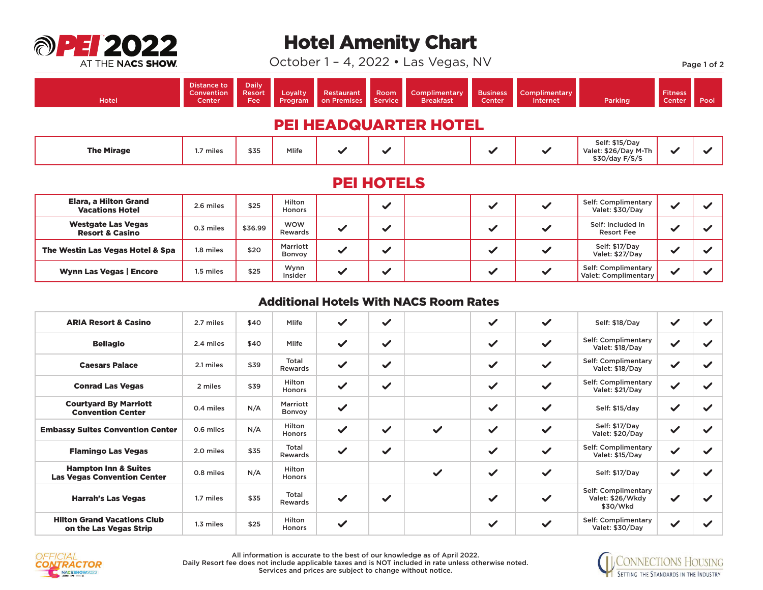# PEI 2022 AT THE NACS SHOW

# Hotel Amenity Chart

October 1 – 4, 2022 • Las Vegas, NV

## PEI HEADQUARTER HOTEL

| Hotel | Distance to Convention Center | Daily Resort Fee | Loyalty Program | Restaurant on Premises | Room Service | Complimentary Breakfast | Business Center | Complimentary Internet | Parking | Fitness Center | Pool |
|---|---|---|---|---|---|---|---|---|---|---|---|
| **The Mirage** | 1.7 miles | $35 | Mlife | ✔ | ✔ | | ✔ | ✔ | Self: $15/Day Valet: $26/Day M-Th $30/day F/S/S | ✔ | ✔ |

## PEI HOTELS

| Hotel | Distance to Convention Center | Daily Resort Fee | Loyalty Program | Restaurant on Premises | Room Service | Complimentary Breakfast | Business Center | Complimentary Internet | Parking | Fitness Center | Pool |
|---|---|---|---|---|---|---|---|---|---|---|---|
| **Elara, a Hilton Grand Vacations Hotel** | 2.6 miles | $25 | Hilton Honors | | ✔ | | ✔ | ✔ | Self: Complimentary Valet: $30/Day | ✔ | ✔ |
| **Westgate Las Vegas Resort & Casino** | 0.3 miles | $36.99 | WOW Rewards | ✔ | ✔ | | ✔ | ✔ | Self: Included in Resort Fee | ✔ | ✔ |
| **The Westin Las Vegas Hotel & Spa** | 1.8 miles | $20 | Marriott Bonvoy | ✔ | ✔ | | ✔ | ✔ | Self: $17/Day Valet: $27/Day | ✔ | ✔ |
| **Wynn Las Vegas \| Encore** | 1.5 miles | $25 | Wynn Insider | ✔ | ✔ | | ✔ | ✔ | Self: Complimentary Valet: Complimentary | ✔ | ✔ |

## Additional Hotels With NACS Room Rates

| Hotel | Distance to Convention Center | Daily Resort Fee | Loyalty Program | Restaurant on Premises | Room Service | Complimentary Breakfast | Business Center | Complimentary Internet | Parking | Fitness Center | Pool |
|---|---|---|---|---|---|---|---|---|---|---|---|
| **ARIA Resort & Casino** | 2.7 miles | $40 | Mlife | ✔ | ✔ | | ✔ | ✔ | Self: $18/Day | ✔ | ✔ |
| **Bellagio** | 2.4 miles | $40 | Mlife | ✔ | ✔ | | ✔ | ✔ | Self: Complimentary Valet: $18/Day | ✔ | ✔ |
| **Caesars Palace** | 2.1 miles | $39 | Total Rewards | ✔ | ✔ | | ✔ | ✔ | Self: Complimentary Valet: $18/Day | ✔ | ✔ |
| **Conrad Las Vegas** | 2 miles | $39 | Hilton Honors | ✔ | ✔ | | ✔ | ✔ | Self: Complimentary Valet: $21/Day | ✔ | ✔ |
| **Courtyard By Marriott Convention Center** | 0.4 miles | N/A | Marriott Bonvoy | ✔ | | | ✔ | ✔ | Self: $15/day | ✔ | ✔ |
| **Embassy Suites Convention Center** | 0.6 miles | N/A | Hilton Honors | ✔ | ✔ | ✔ | ✔ | ✔ | Self: $17/Day Valet: $20/Day | ✔ | ✔ |
| **Flamingo Las Vegas** | 2.0 miles | $35 | Total Rewards | ✔ | ✔ | | ✔ | ✔ | Self: Complimentary Valet: $15/Day | ✔ | ✔ |
| **Hampton Inn & Suites Las Vegas Convention Center** | 0.8 miles | N/A | Hilton Honors | | | ✔ | ✔ | ✔ | Self: $17/Day | ✔ | ✔ |
| **Harrah's Las Vegas** | 1.7 miles | $35 | Total Rewards | ✔ | ✔ | | ✔ | ✔ | Self: Complimentary Valet: $26/Wkdy $30/Wkd | ✔ | ✔ |
| **Hilton Grand Vacations Club on the Las Vegas Strip** | 1.3 miles | $25 | Hilton Honors | ✔ | | | ✔ | ✔ | Self: Complimentary Valet: $30/Day | ✔ | ✔ |

All information is accurate to the best of our knowledge as of April 2022.
Daily Resort fee does not include applicable taxes and is NOT included in rate unless otherwise noted.
Services and prices are subject to change without notice.

OFFICIAL CONTRACTOR NACSSHOW2022

CONNECTIONS HOUSING — SETTING THE STANDARDS IN THE INDUSTRY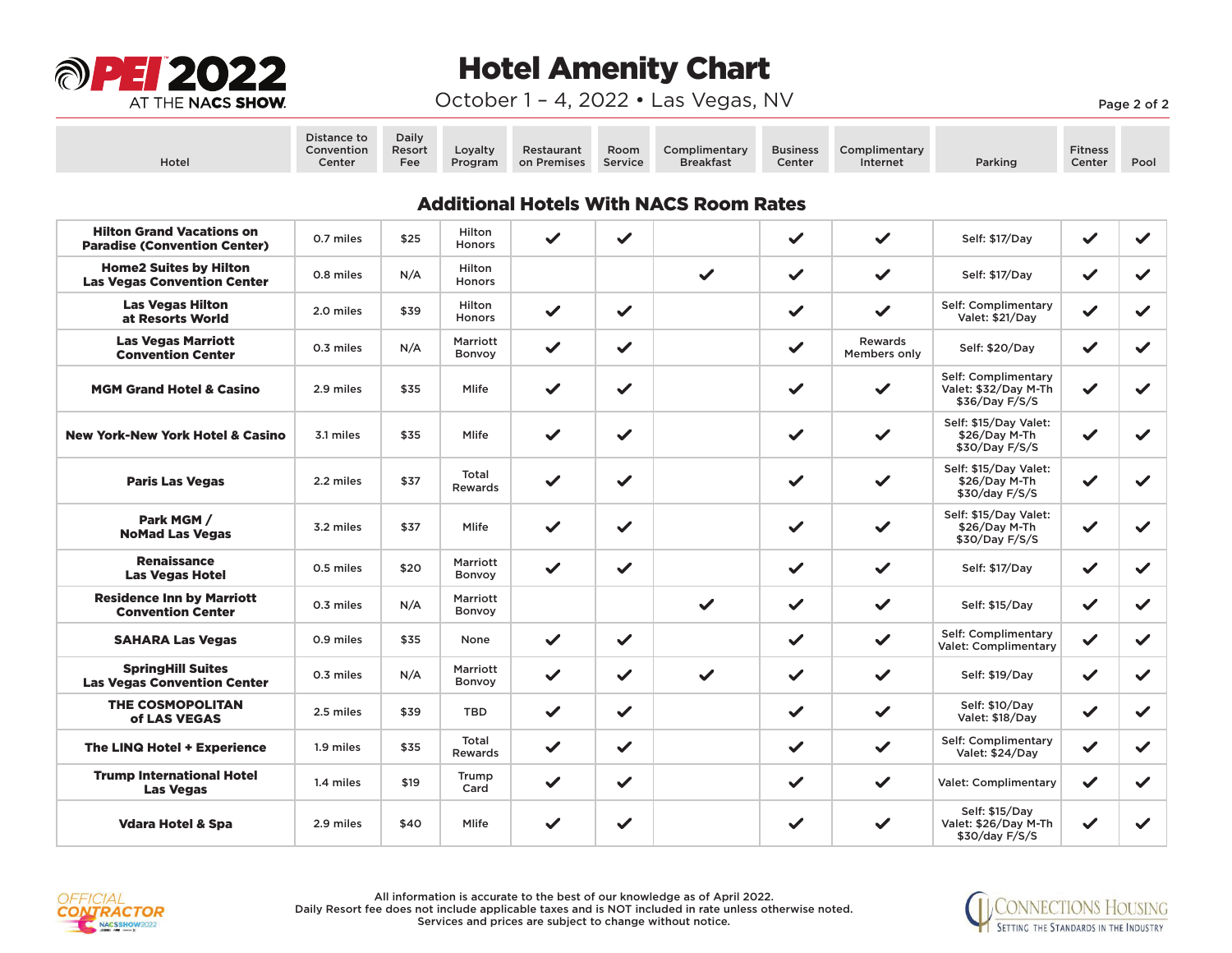# Hotel Amenity Chart

October 1 – 4, 2022 • Las Vegas, NV

## Additional Hotels With NACS Room Rates

| Hotel | Distance to Convention Center | Daily Resort Fee | Loyalty Program | Restaurant on Premises | Room Service | Complimentary Breakfast | Business Center | Complimentary Internet | Parking | Fitness Center | Pool |
|---|---|---|---|---|---|---|---|---|---|---|---|
| **Hilton Grand Vacations on Paradise (Convention Center)** | 0.7 miles | $25 | Hilton Honors | ✔ | ✔ | | ✔ | ✔ | Self: $17/Day | ✔ | ✔ |
| **Home2 Suites by Hilton Las Vegas Convention Center** | 0.8 miles | N/A | Hilton Honors | | | ✔ | ✔ | ✔ | Self: $17/Day | ✔ | ✔ |
| **Las Vegas Hilton at Resorts World** | 2.0 miles | $39 | Hilton Honors | ✔ | ✔ | | ✔ | ✔ | Self: Complimentary Valet: $21/Day | ✔ | ✔ |
| **Las Vegas Marriott Convention Center** | 0.3 miles | N/A | Marriott Bonvoy | ✔ | ✔ | | ✔ | Rewards Members only | Self: $20/Day | ✔ | ✔ |
| **MGM Grand Hotel & Casino** | 2.9 miles | $35 | Mlife | ✔ | ✔ | | ✔ | ✔ | Self: Complimentary Valet: $32/Day M-Th $36/Day F/S/S | ✔ | ✔ |
| **New York-New York Hotel & Casino** | 3.1 miles | $35 | Mlife | ✔ | ✔ | | ✔ | ✔ | Self: $15/Day Valet: $26/Day M-Th $30/Day F/S/S | ✔ | ✔ |
| **Paris Las Vegas** | 2.2 miles | $37 | Total Rewards | ✔ | ✔ | | ✔ | ✔ | Self: $15/Day Valet: $26/Day M-Th $30/day F/S/S | ✔ | ✔ |
| **Park MGM / NoMad Las Vegas** | 3.2 miles | $37 | Mlife | ✔ | ✔ | | ✔ | ✔ | Self: $15/Day Valet: $26/Day M-Th $30/Day F/S/S | ✔ | ✔ |
| **Renaissance Las Vegas Hotel** | 0.5 miles | $20 | Marriott Bonvoy | ✔ | ✔ | | ✔ | ✔ | Self: $17/Day | ✔ | ✔ |
| **Residence Inn by Marriott Convention Center** | 0.3 miles | N/A | Marriott Bonvoy | | | ✔ | ✔ | ✔ | Self: $15/Day | ✔ | ✔ |
| **SAHARA Las Vegas** | 0.9 miles | $35 | None | ✔ | ✔ | | ✔ | ✔ | Self: Complimentary Valet: Complimentary | ✔ | ✔ |
| **SpringHill Suites Las Vegas Convention Center** | 0.3 miles | N/A | Marriott Bonvoy | ✔ | ✔ | ✔ | ✔ | ✔ | Self: $19/Day | ✔ | ✔ |
| **THE COSMOPOLITAN of LAS VEGAS** | 2.5 miles | $39 | TBD | ✔ | ✔ | | ✔ | ✔ | Self: $10/Day Valet: $18/Day | ✔ | ✔ |
| **The LINQ Hotel + Experience** | 1.9 miles | $35 | Total Rewards | ✔ | ✔ | | ✔ | ✔ | Self: Complimentary Valet: $24/Day | ✔ | ✔ |
| **Trump International Hotel Las Vegas** | 1.4 miles | $19 | Trump Card | ✔ | ✔ | | ✔ | ✔ | Valet: Complimentary | ✔ | ✔ |
| **Vdara Hotel & Spa** | 2.9 miles | $40 | Mlife | ✔ | ✔ | | ✔ | ✔ | Self: $15/Day Valet: $26/Day M-Th $30/day F/S/S | ✔ | ✔ |

All information is accurate to the best of our knowledge as of April 2022.
Daily Resort fee does not include applicable taxes and is NOT included in rate unless otherwise noted.
Services and prices are subject to change without notice.